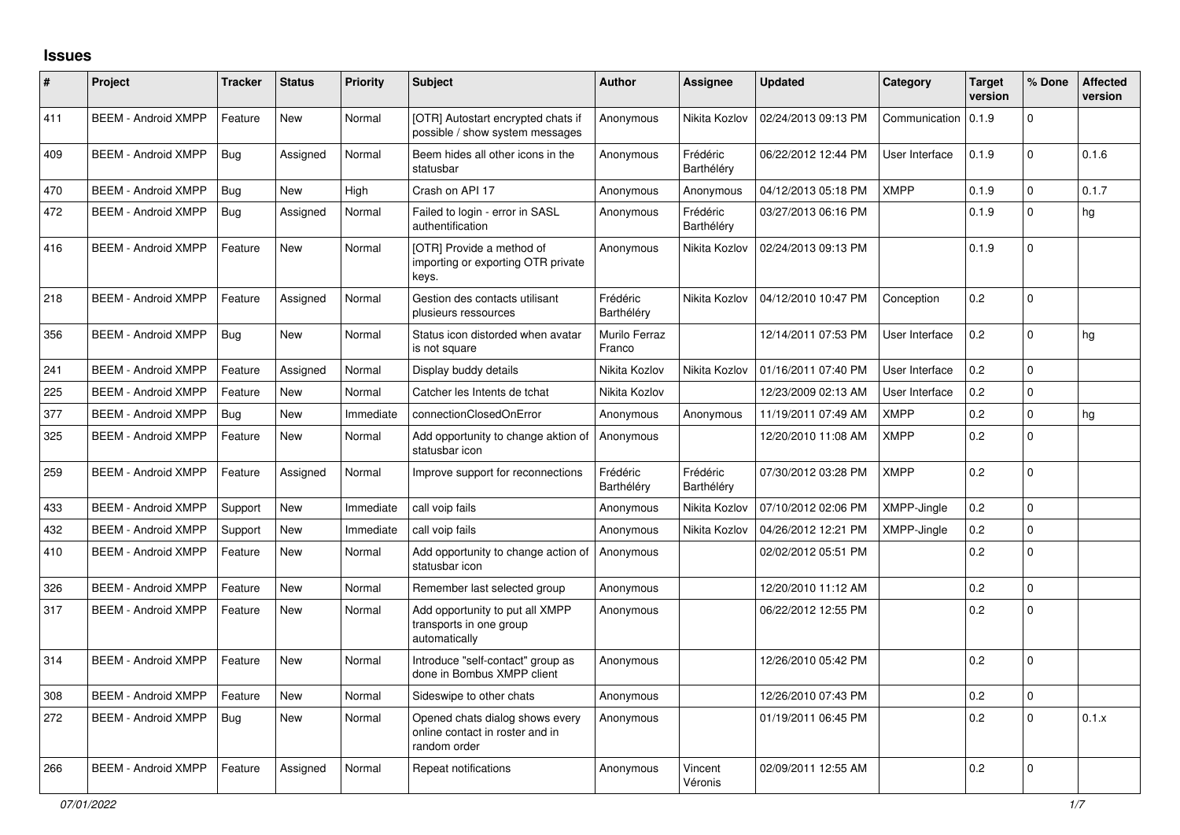## Issues

| # | Project | Tracker | Status | Priority | Subject | Author | Assignee | Updated | Category | Target version | % Done | Affected version |
|---|---|---|---|---|---|---|---|---|---|---|---|---|
| 411 | BEEM - Android XMPP | Feature | New | Normal | [OTR] Autostart encrypted chats if possible / show system messages | Anonymous | Nikita Kozlov | 02/24/2013 09:13 PM | Communication | 0.1.9 | 0 | |
| 409 | BEEM - Android XMPP | Bug | Assigned | Normal | Beem hides all other icons in the statusbar | Anonymous | Frédéric Barthéléry | 06/22/2012 12:44 PM | User Interface | 0.1.9 | 0 | 0.1.6 |
| 470 | BEEM - Android XMPP | Bug | New | High | Crash on API 17 | Anonymous | Anonymous | 04/12/2013 05:18 PM | XMPP | 0.1.9 | 0 | 0.1.7 |
| 472 | BEEM - Android XMPP | Bug | Assigned | Normal | Failed to login - error in SASL authentification | Anonymous | Frédéric Barthéléry | 03/27/2013 06:16 PM | | 0.1.9 | 0 | hg |
| 416 | BEEM - Android XMPP | Feature | New | Normal | [OTR] Provide a method of importing or exporting OTR private keys. | Anonymous | Nikita Kozlov | 02/24/2013 09:13 PM | | 0.1.9 | 0 | |
| 218 | BEEM - Android XMPP | Feature | Assigned | Normal | Gestion des contacts utilisant plusieurs ressources | Frédéric Barthéléry | Nikita Kozlov | 04/12/2010 10:47 PM | Conception | 0.2 | 0 | |
| 356 | BEEM - Android XMPP | Bug | New | Normal | Status icon distorded when avatar is not square | Murilo Ferraz Franco | | 12/14/2011 07:53 PM | User Interface | 0.2 | 0 | hg |
| 241 | BEEM - Android XMPP | Feature | Assigned | Normal | Display buddy details | Nikita Kozlov | Nikita Kozlov | 01/16/2011 07:40 PM | User Interface | 0.2 | 0 | |
| 225 | BEEM - Android XMPP | Feature | New | Normal | Catcher les Intents de tchat | Nikita Kozlov | | 12/23/2009 02:13 AM | User Interface | 0.2 | 0 | |
| 377 | BEEM - Android XMPP | Bug | New | Immediate | connectionClosedOnError | Anonymous | Anonymous | 11/19/2011 07:49 AM | XMPP | 0.2 | 0 | hg |
| 325 | BEEM - Android XMPP | Feature | New | Normal | Add opportunity to change aktion of statusbar icon | Anonymous | | 12/20/2010 11:08 AM | XMPP | 0.2 | 0 | |
| 259 | BEEM - Android XMPP | Feature | Assigned | Normal | Improve support for reconnections | Frédéric Barthéléry | Frédéric Barthéléry | 07/30/2012 03:28 PM | XMPP | 0.2 | 0 | |
| 433 | BEEM - Android XMPP | Support | New | Immediate | call voip fails | Anonymous | Nikita Kozlov | 07/10/2012 02:06 PM | XMPP-Jingle | 0.2 | 0 | |
| 432 | BEEM - Android XMPP | Support | New | Immediate | call voip fails | Anonymous | Nikita Kozlov | 04/26/2012 12:21 PM | XMPP-Jingle | 0.2 | 0 | |
| 410 | BEEM - Android XMPP | Feature | New | Normal | Add opportunity to change action of statusbar icon | Anonymous | | 02/02/2012 05:51 PM | | 0.2 | 0 | |
| 326 | BEEM - Android XMPP | Feature | New | Normal | Remember last selected group | Anonymous | | 12/20/2010 11:12 AM | | 0.2 | 0 | |
| 317 | BEEM - Android XMPP | Feature | New | Normal | Add opportunity to put all XMPP transports in one group automatically | Anonymous | | 06/22/2012 12:55 PM | | 0.2 | 0 | |
| 314 | BEEM - Android XMPP | Feature | New | Normal | Introduce "self-contact" group as done in Bombus XMPP client | Anonymous | | 12/26/2010 05:42 PM | | 0.2 | 0 | |
| 308 | BEEM - Android XMPP | Feature | New | Normal | Sideswipe to other chats | Anonymous | | 12/26/2010 07:43 PM | | 0.2 | 0 | |
| 272 | BEEM - Android XMPP | Bug | New | Normal | Opened chats dialog shows every online contact in roster and in random order | Anonymous | | 01/19/2011 06:45 PM | | 0.2 | 0 | 0.1.x |
| 266 | BEEM - Android XMPP | Feature | Assigned | Normal | Repeat notifications | Anonymous | Vincent Véronis | 02/09/2011 12:55 AM | | 0.2 | 0 | |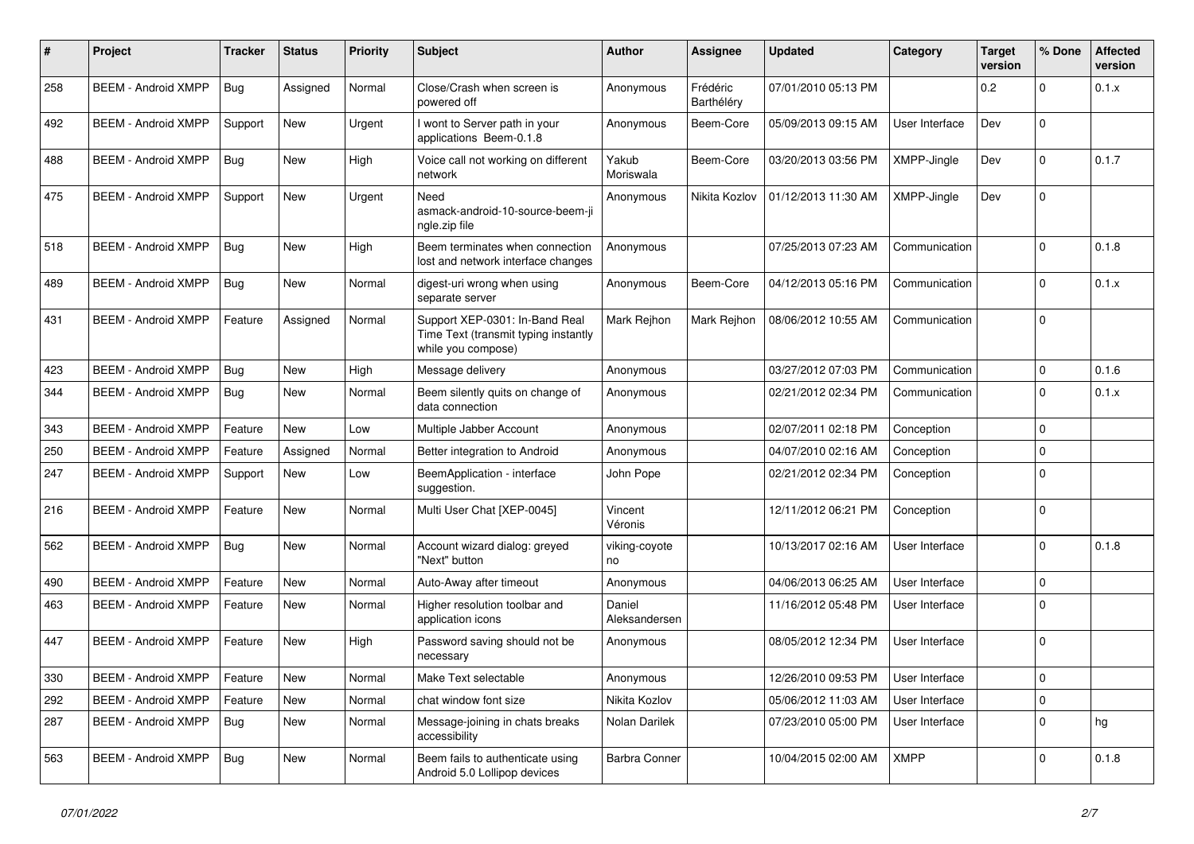| # | Project | Tracker | Status | Priority | Subject | Author | Assignee | Updated | Category | Target version | % Done | Affected version |
|---|---|---|---|---|---|---|---|---|---|---|---|---|
| 258 | BEEM - Android XMPP | Bug | Assigned | Normal | Close/Crash when screen is powered off | Anonymous | Frédéric Barthéléry | 07/01/2010 05:13 PM | | 0.2 | 0 | 0.1.x |
| 492 | BEEM - Android XMPP | Support | New | Urgent | I wont to Server path in your applications Beem-0.1.8 | Anonymous | Beem-Core | 05/09/2013 09:15 AM | User Interface | Dev | 0 | |
| 488 | BEEM - Android XMPP | Bug | New | High | Voice call not working on different network | Yakub Moriswala | Beem-Core | 03/20/2013 03:56 PM | XMPP-Jingle | Dev | 0 | 0.1.7 |
| 475 | BEEM - Android XMPP | Support | New | Urgent | Need asmack-android-10-source-beem-jingle.zip file | Anonymous | Nikita Kozlov | 01/12/2013 11:30 AM | XMPP-Jingle | Dev | 0 | |
| 518 | BEEM - Android XMPP | Bug | New | High | Beem terminates when connection lost and network interface changes | Anonymous | | 07/25/2013 07:23 AM | Communication | | 0 | 0.1.8 |
| 489 | BEEM - Android XMPP | Bug | New | Normal | digest-uri wrong when using separate server | Anonymous | Beem-Core | 04/12/2013 05:16 PM | Communication | | 0 | 0.1.x |
| 431 | BEEM - Android XMPP | Feature | Assigned | Normal | Support XEP-0301: In-Band Real Time Text (transmit typing instantly while you compose) | Mark Rejhon | Mark Rejhon | 08/06/2012 10:55 AM | Communication | | 0 | |
| 423 | BEEM - Android XMPP | Bug | New | High | Message delivery | Anonymous | | 03/27/2012 07:03 PM | Communication | | 0 | 0.1.6 |
| 344 | BEEM - Android XMPP | Bug | New | Normal | Beem silently quits on change of data connection | Anonymous | | 02/21/2012 02:34 PM | Communication | | 0 | 0.1.x |
| 343 | BEEM - Android XMPP | Feature | New | Low | Multiple Jabber Account | Anonymous | | 02/07/2011 02:18 PM | Conception | | 0 | |
| 250 | BEEM - Android XMPP | Feature | Assigned | Normal | Better integration to Android | Anonymous | | 04/07/2010 02:16 AM | Conception | | 0 | |
| 247 | BEEM - Android XMPP | Support | New | Low | BeemApplication - interface suggestion. | John Pope | | 02/21/2012 02:34 PM | Conception | | 0 | |
| 216 | BEEM - Android XMPP | Feature | New | Normal | Multi User Chat [XEP-0045] | Vincent Véronis | | 12/11/2012 06:21 PM | Conception | | 0 | |
| 562 | BEEM - Android XMPP | Bug | New | Normal | Account wizard dialog: greyed "Next" button | viking-coyote no | | 10/13/2017 02:16 AM | User Interface | | 0 | 0.1.8 |
| 490 | BEEM - Android XMPP | Feature | New | Normal | Auto-Away after timeout | Anonymous | | 04/06/2013 06:25 AM | User Interface | | 0 | |
| 463 | BEEM - Android XMPP | Feature | New | Normal | Higher resolution toolbar and application icons | Daniel Aleksandersen | | 11/16/2012 05:48 PM | User Interface | | 0 | |
| 447 | BEEM - Android XMPP | Feature | New | High | Password saving should not be necessary | Anonymous | | 08/05/2012 12:34 PM | User Interface | | 0 | |
| 330 | BEEM - Android XMPP | Feature | New | Normal | Make Text selectable | Anonymous | | 12/26/2010 09:53 PM | User Interface | | 0 | |
| 292 | BEEM - Android XMPP | Feature | New | Normal | chat window font size | Nikita Kozlov | | 05/06/2012 11:03 AM | User Interface | | 0 | |
| 287 | BEEM - Android XMPP | Bug | New | Normal | Message-joining in chats breaks accessibility | Nolan Darilek | | 07/23/2010 05:00 PM | User Interface | | 0 | hg |
| 563 | BEEM - Android XMPP | Bug | New | Normal | Beem fails to authenticate using Android 5.0 Lollipop devices | Barbra Conner | | 10/04/2015 02:00 AM | XMPP | | 0 | 0.1.8 |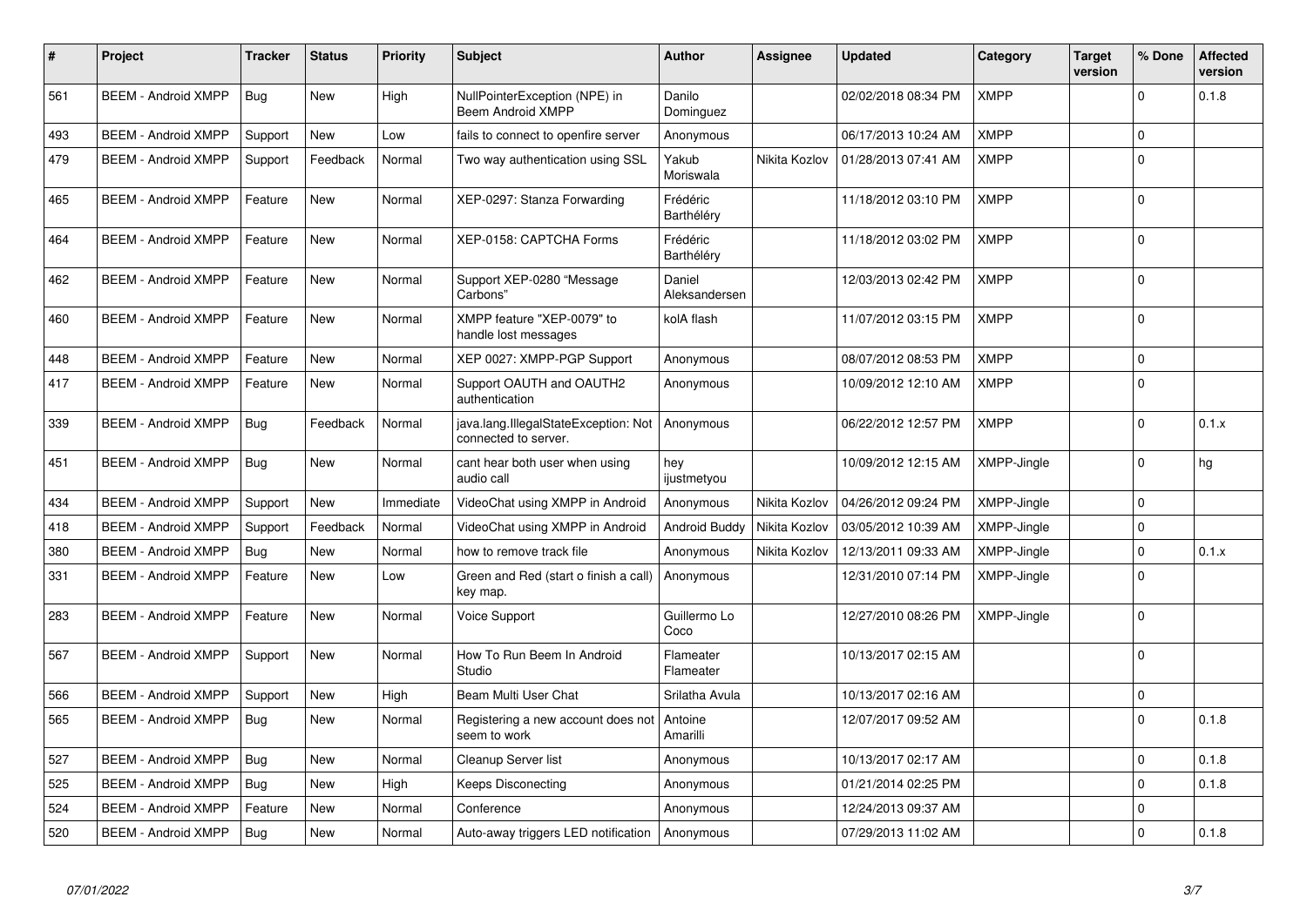| # | Project | Tracker | Status | Priority | Subject | Author | Assignee | Updated | Category | Target version | % Done | Affected version |
|---|---|---|---|---|---|---|---|---|---|---|---|---|
| 561 | BEEM - Android XMPP | Bug | New | High | NullPointerException (NPE) in Beem Android XMPP | Danilo Dominguez | | 02/02/2018 08:34 PM | XMPP | | 0 | 0.1.8 |
| 493 | BEEM - Android XMPP | Support | New | Low | fails to connect to openfire server | Anonymous | | 06/17/2013 10:24 AM | XMPP | | 0 | |
| 479 | BEEM - Android XMPP | Support | Feedback | Normal | Two way authentication using SSL | Yakub Moriswala | Nikita Kozlov | 01/28/2013 07:41 AM | XMPP | | 0 | |
| 465 | BEEM - Android XMPP | Feature | New | Normal | XEP-0297: Stanza Forwarding | Frédéric Barthéléry | | 11/18/2012 03:10 PM | XMPP | | 0 | |
| 464 | BEEM - Android XMPP | Feature | New | Normal | XEP-0158: CAPTCHA Forms | Frédéric Barthéléry | | 11/18/2012 03:02 PM | XMPP | | 0 | |
| 462 | BEEM - Android XMPP | Feature | New | Normal | Support XEP-0280 "Message Carbons" | Daniel Aleksandersen | | 12/03/2013 02:42 PM | XMPP | | 0 | |
| 460 | BEEM - Android XMPP | Feature | New | Normal | XMPP feature "XEP-0079" to handle lost messages | kolA flash | | 11/07/2012 03:15 PM | XMPP | | 0 | |
| 448 | BEEM - Android XMPP | Feature | New | Normal | XEP 0027: XMPP-PGP Support | Anonymous | | 08/07/2012 08:53 PM | XMPP | | 0 | |
| 417 | BEEM - Android XMPP | Feature | New | Normal | Support OAUTH and OAUTH2 authentication | Anonymous | | 10/09/2012 12:10 AM | XMPP | | 0 | |
| 339 | BEEM - Android XMPP | Bug | Feedback | Normal | java.lang.IllegalStateException: Not connected to server. | Anonymous | | 06/22/2012 12:57 PM | XMPP | | 0 | 0.1.x |
| 451 | BEEM - Android XMPP | Bug | New | Normal | cant hear both user when using audio call | hey ijustmetyou | | 10/09/2012 12:15 AM | XMPP-Jingle | | 0 | hg |
| 434 | BEEM - Android XMPP | Support | New | Immediate | VideoChat using XMPP in Android | Anonymous | Nikita Kozlov | 04/26/2012 09:24 PM | XMPP-Jingle | | 0 | |
| 418 | BEEM - Android XMPP | Support | Feedback | Normal | VideoChat using XMPP in Android | Android Buddy | Nikita Kozlov | 03/05/2012 10:39 AM | XMPP-Jingle | | 0 | |
| 380 | BEEM - Android XMPP | Bug | New | Normal | how to remove track file | Anonymous | Nikita Kozlov | 12/13/2011 09:33 AM | XMPP-Jingle | | 0 | 0.1.x |
| 331 | BEEM - Android XMPP | Feature | New | Low | Green and Red (start o finish a call) key map. | Anonymous | | 12/31/2010 07:14 PM | XMPP-Jingle | | 0 | |
| 283 | BEEM - Android XMPP | Feature | New | Normal | Voice Support | Guillermo Lo Coco | | 12/27/2010 08:26 PM | XMPP-Jingle | | 0 | |
| 567 | BEEM - Android XMPP | Support | New | Normal | How To Run Beem In Android Studio | Flameater Flameater | | 10/13/2017 02:15 AM | | | 0 | |
| 566 | BEEM - Android XMPP | Support | New | High | Beam Multi User Chat | Srilatha Avula | | 10/13/2017 02:16 AM | | | 0 | |
| 565 | BEEM - Android XMPP | Bug | New | Normal | Registering a new account does not seem to work | Antoine Amarilli | | 12/07/2017 09:52 AM | | | 0 | 0.1.8 |
| 527 | BEEM - Android XMPP | Bug | New | Normal | Cleanup Server list | Anonymous | | 10/13/2017 02:17 AM | | | 0 | 0.1.8 |
| 525 | BEEM - Android XMPP | Bug | New | High | Keeps Disconecting | Anonymous | | 01/21/2014 02:25 PM | | | 0 | 0.1.8 |
| 524 | BEEM - Android XMPP | Feature | New | Normal | Conference | Anonymous | | 12/24/2013 09:37 AM | | | 0 | |
| 520 | BEEM - Android XMPP | Bug | New | Normal | Auto-away triggers LED notification | Anonymous | | 07/29/2013 11:02 AM | | | 0 | 0.1.8 |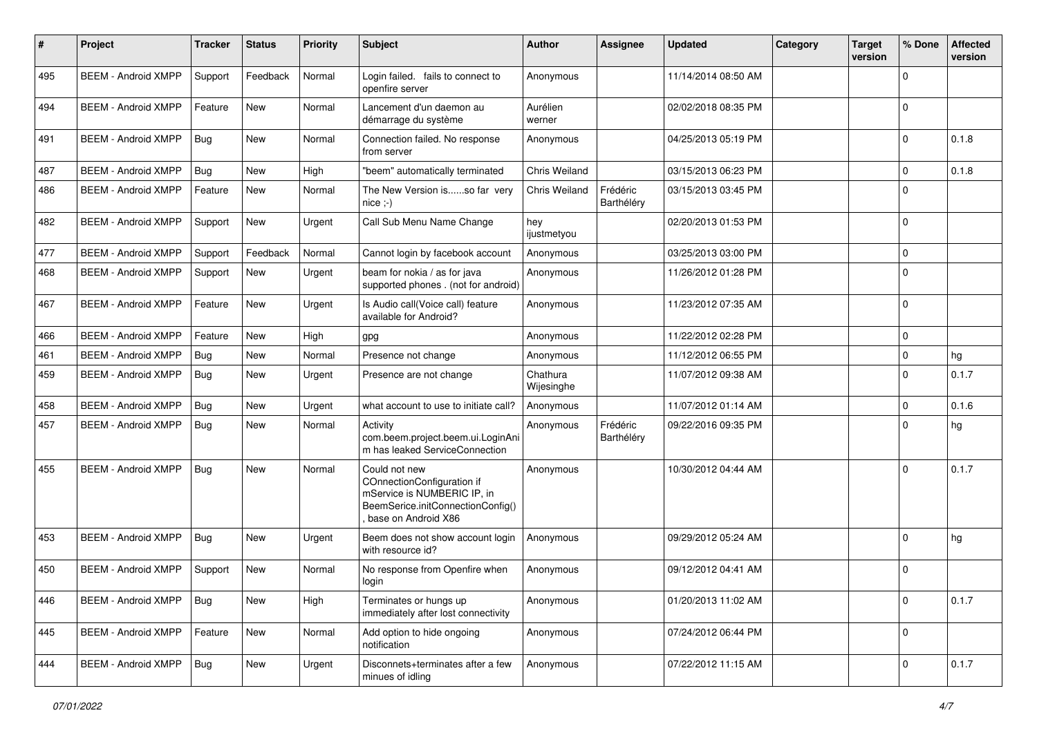| # | Project | Tracker | Status | Priority | Subject | Author | Assignee | Updated | Category | Target version | % Done | Affected version |
|---|---|---|---|---|---|---|---|---|---|---|---|---|
| 495 | BEEM - Android XMPP | Support | Feedback | Normal | Login failed. fails to connect to openfire server | Anonymous | | 11/14/2014 08:50 AM | | | 0 | |
| 494 | BEEM - Android XMPP | Feature | New | Normal | Lancement d'un daemon au démarrage du système | Aurélien werner | | 02/02/2018 08:35 PM | | | 0 | |
| 491 | BEEM - Android XMPP | Bug | New | Normal | Connection failed. No response from server | Anonymous | | 04/25/2013 05:19 PM | | | 0 | 0.1.8 |
| 487 | BEEM - Android XMPP | Bug | New | High | "beem" automatically terminated | Chris Weiland | | 03/15/2013 06:23 PM | | | 0 | 0.1.8 |
| 486 | BEEM - Android XMPP | Feature | New | Normal | The New Version is......so far very nice ;-) | Chris Weiland | Frédéric Barthéléry | 03/15/2013 03:45 PM | | | 0 | |
| 482 | BEEM - Android XMPP | Support | New | Urgent | Call Sub Menu Name Change | hey ijustmetyou | | 02/20/2013 01:53 PM | | | 0 | |
| 477 | BEEM - Android XMPP | Support | Feedback | Normal | Cannot login by facebook account | Anonymous | | 03/25/2013 03:00 PM | | | 0 | |
| 468 | BEEM - Android XMPP | Support | New | Urgent | beam for nokia / as for java supported phones . (not for android) | Anonymous | | 11/26/2012 01:28 PM | | | 0 | |
| 467 | BEEM - Android XMPP | Feature | New | Urgent | Is Audio call(Voice call) feature available for Android? | Anonymous | | 11/23/2012 07:35 AM | | | 0 | |
| 466 | BEEM - Android XMPP | Feature | New | High | gpg | Anonymous | | 11/22/2012 02:28 PM | | | 0 | |
| 461 | BEEM - Android XMPP | Bug | New | Normal | Presence not change | Anonymous | | 11/12/2012 06:55 PM | | | 0 | hg |
| 459 | BEEM - Android XMPP | Bug | New | Urgent | Presence are not change | Chathura Wijesinghe | | 11/07/2012 09:38 AM | | | 0 | 0.1.7 |
| 458 | BEEM - Android XMPP | Bug | New | Urgent | what account to use to initiate call? | Anonymous | | 11/07/2012 01:14 AM | | | 0 | 0.1.6 |
| 457 | BEEM - Android XMPP | Bug | New | Normal | Activity com.beem.project.beem.ui.LoginAnim has leaked ServiceConnection | Anonymous | Frédéric Barthéléry | 09/22/2016 09:35 PM | | | 0 | hg |
| 455 | BEEM - Android XMPP | Bug | New | Normal | Could not new COnnectionConfiguration if mService is NUMBERIC IP, in BeemSerice.initConnectionConfig() , base on Android X86 | Anonymous | | 10/30/2012 04:44 AM | | | 0 | 0.1.7 |
| 453 | BEEM - Android XMPP | Bug | New | Urgent | Beem does not show account login with resource id? | Anonymous | | 09/29/2012 05:24 AM | | | 0 | hg |
| 450 | BEEM - Android XMPP | Support | New | Normal | No response from Openfire when login | Anonymous | | 09/12/2012 04:41 AM | | | 0 | |
| 446 | BEEM - Android XMPP | Bug | New | High | Terminates or hungs up immediately after lost connectivity | Anonymous | | 01/20/2013 11:02 AM | | | 0 | 0.1.7 |
| 445 | BEEM - Android XMPP | Feature | New | Normal | Add option to hide ongoing notification | Anonymous | | 07/24/2012 06:44 PM | | | 0 | |
| 444 | BEEM - Android XMPP | Bug | New | Urgent | Disconnets+terminates after a few minues of idling | Anonymous | | 07/22/2012 11:15 AM | | | 0 | 0.1.7 |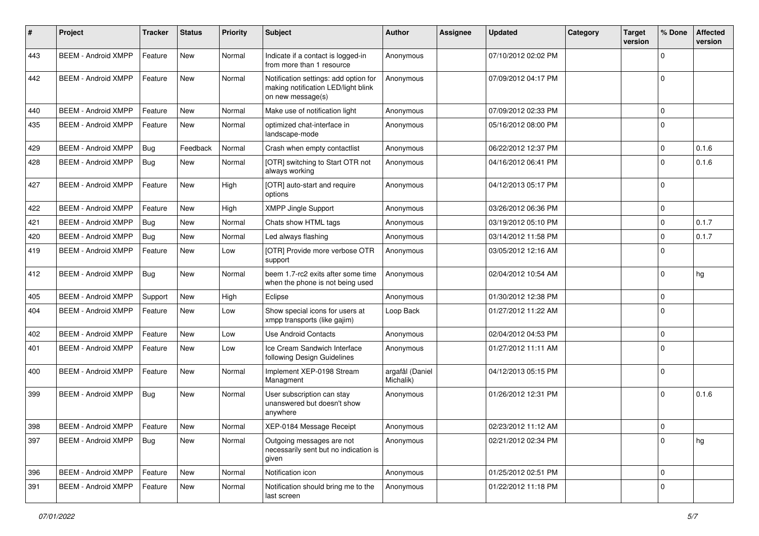| # | Project | Tracker | Status | Priority | Subject | Author | Assignee | Updated | Category | Target version | % Done | Affected version |
|---|---|---|---|---|---|---|---|---|---|---|---|---|
| 443 | BEEM - Android XMPP | Feature | New | Normal | Indicate if a contact is logged-in from more than 1 resource | Anonymous | | 07/10/2012 02:02 PM | | | 0 | |
| 442 | BEEM - Android XMPP | Feature | New | Normal | Notification settings: add option for making notification LED/light blink on new message(s) | Anonymous | | 07/09/2012 04:17 PM | | | 0 | |
| 440 | BEEM - Android XMPP | Feature | New | Normal | Make use of notification light | Anonymous | | 07/09/2012 02:33 PM | | | 0 | |
| 435 | BEEM - Android XMPP | Feature | New | Normal | optimized chat-interface in landscape-mode | Anonymous | | 05/16/2012 08:00 PM | | | 0 | |
| 429 | BEEM - Android XMPP | Bug | Feedback | Normal | Crash when empty contactlist | Anonymous | | 06/22/2012 12:37 PM | | | 0 | 0.1.6 |
| 428 | BEEM - Android XMPP | Bug | New | Normal | [OTR] switching to Start OTR not always working | Anonymous | | 04/16/2012 06:41 PM | | | 0 | 0.1.6 |
| 427 | BEEM - Android XMPP | Feature | New | High | [OTR] auto-start and require options | Anonymous | | 04/12/2013 05:17 PM | | | 0 | |
| 422 | BEEM - Android XMPP | Feature | New | High | XMPP Jingle Support | Anonymous | | 03/26/2012 06:36 PM | | | 0 | |
| 421 | BEEM - Android XMPP | Bug | New | Normal | Chats show HTML tags | Anonymous | | 03/19/2012 05:10 PM | | | 0 | 0.1.7 |
| 420 | BEEM - Android XMPP | Bug | New | Normal | Led always flashing | Anonymous | | 03/14/2012 11:58 PM | | | 0 | 0.1.7 |
| 419 | BEEM - Android XMPP | Feature | New | Low | [OTR] Provide more verbose OTR support | Anonymous | | 03/05/2012 12:16 AM | | | 0 | |
| 412 | BEEM - Android XMPP | Bug | New | Normal | beem 1.7-rc2 exits after some time when the phone is not being used | Anonymous | | 02/04/2012 10:54 AM | | | 0 | hg |
| 405 | BEEM - Android XMPP | Support | New | High | Eclipse | Anonymous | | 01/30/2012 12:38 PM | | | 0 | |
| 404 | BEEM - Android XMPP | Feature | New | Low | Show special icons for users at xmpp transports (like gajim) | Loop Back | | 01/27/2012 11:22 AM | | | 0 | |
| 402 | BEEM - Android XMPP | Feature | New | Low | Use Android Contacts | Anonymous | | 02/04/2012 04:53 PM | | | 0 | |
| 401 | BEEM - Android XMPP | Feature | New | Low | Ice Cream Sandwich Interface following Design Guidelines | Anonymous | | 01/27/2012 11:11 AM | | | 0 | |
| 400 | BEEM - Android XMPP | Feature | New | Normal | Implement XEP-0198 Stream Managment | argafål (Daniel Michalik) | | 04/12/2013 05:15 PM | | | 0 | |
| 399 | BEEM - Android XMPP | Bug | New | Normal | User subscription can stay unanswered but doesn't show anywhere | Anonymous | | 01/26/2012 12:31 PM | | | 0 | 0.1.6 |
| 398 | BEEM - Android XMPP | Feature | New | Normal | XEP-0184 Message Receipt | Anonymous | | 02/23/2012 11:12 AM | | | 0 | |
| 397 | BEEM - Android XMPP | Bug | New | Normal | Outgoing messages are not necessarily sent but no indication is given | Anonymous | | 02/21/2012 02:34 PM | | | 0 | hg |
| 396 | BEEM - Android XMPP | Feature | New | Normal | Notification icon | Anonymous | | 01/25/2012 02:51 PM | | | 0 | |
| 391 | BEEM - Android XMPP | Feature | New | Normal | Notification should bring me to the last screen | Anonymous | | 01/22/2012 11:18 PM | | | 0 | |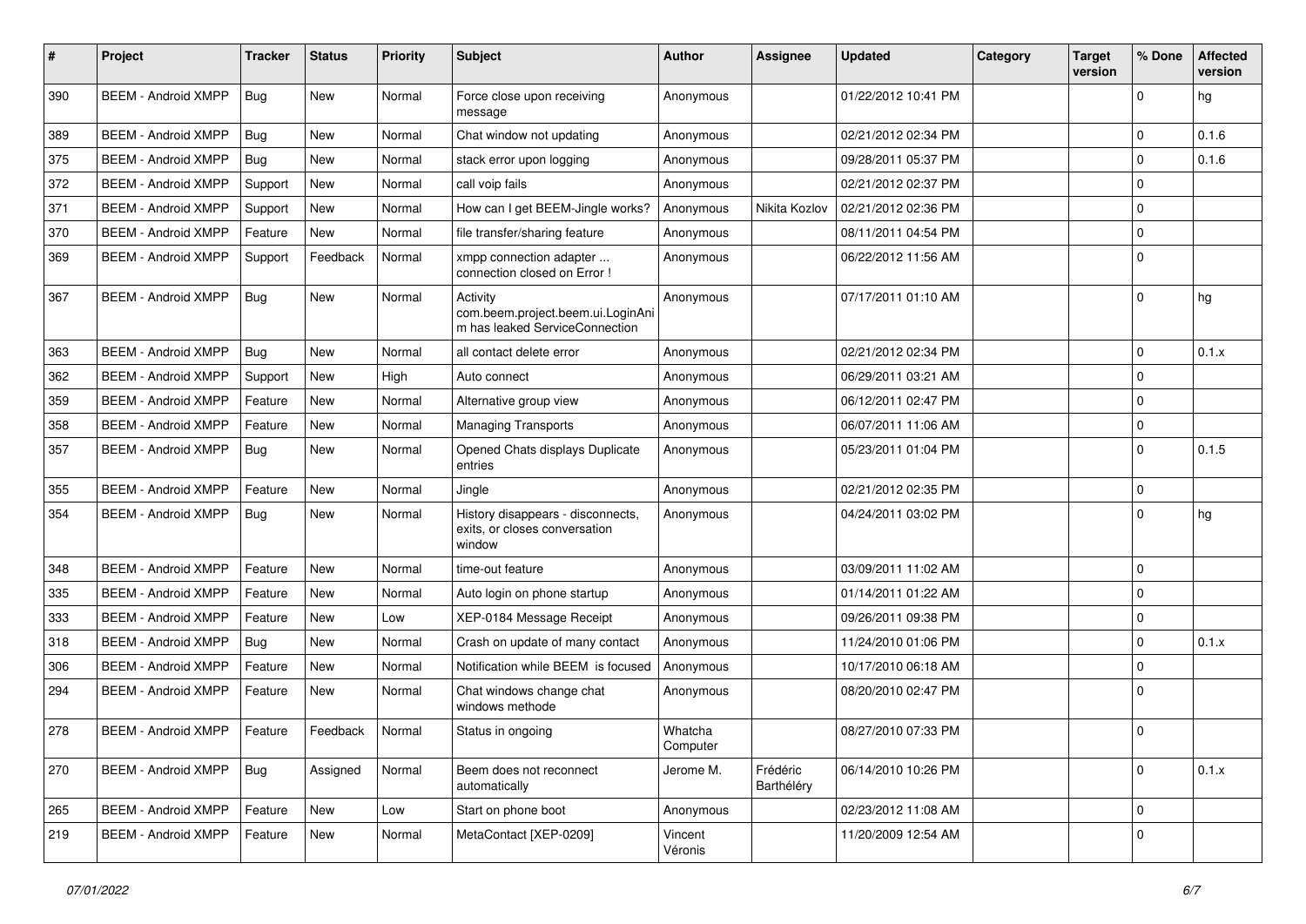| # | Project | Tracker | Status | Priority | Subject | Author | Assignee | Updated | Category | Target version | % Done | Affected version |
|---|---|---|---|---|---|---|---|---|---|---|---|---|
| 390 | BEEM - Android XMPP | Bug | New | Normal | Force close upon receiving message | Anonymous | | 01/22/2012 10:41 PM | | | 0 | hg |
| 389 | BEEM - Android XMPP | Bug | New | Normal | Chat window not updating | Anonymous | | 02/21/2012 02:34 PM | | | 0 | 0.1.6 |
| 375 | BEEM - Android XMPP | Bug | New | Normal | stack error upon logging | Anonymous | | 09/28/2011 05:37 PM | | | 0 | 0.1.6 |
| 372 | BEEM - Android XMPP | Support | New | Normal | call voip fails | Anonymous | | 02/21/2012 02:37 PM | | | 0 | |
| 371 | BEEM - Android XMPP | Support | New | Normal | How can I get BEEM-Jingle works? | Anonymous | Nikita Kozlov | 02/21/2012 02:36 PM | | | 0 | |
| 370 | BEEM - Android XMPP | Feature | New | Normal | file transfer/sharing feature | Anonymous | | 08/11/2011 04:54 PM | | | 0 | |
| 369 | BEEM - Android XMPP | Support | Feedback | Normal | xmpp connection adapter ... connection closed on Error ! | Anonymous | | 06/22/2012 11:56 AM | | | 0 | |
| 367 | BEEM - Android XMPP | Bug | New | Normal | Activity com.beem.project.beem.ui.LoginAnim has leaked ServiceConnection | Anonymous | | 07/17/2011 01:10 AM | | | 0 | hg |
| 363 | BEEM - Android XMPP | Bug | New | Normal | all contact delete error | Anonymous | | 02/21/2012 02:34 PM | | | 0 | 0.1.x |
| 362 | BEEM - Android XMPP | Support | New | High | Auto connect | Anonymous | | 06/29/2011 03:21 AM | | | 0 | |
| 359 | BEEM - Android XMPP | Feature | New | Normal | Alternative group view | Anonymous | | 06/12/2011 02:47 PM | | | 0 | |
| 358 | BEEM - Android XMPP | Feature | New | Normal | Managing Transports | Anonymous | | 06/07/2011 11:06 AM | | | 0 | |
| 357 | BEEM - Android XMPP | Bug | New | Normal | Opened Chats displays Duplicate entries | Anonymous | | 05/23/2011 01:04 PM | | | 0 | 0.1.5 |
| 355 | BEEM - Android XMPP | Feature | New | Normal | Jingle | Anonymous | | 02/21/2012 02:35 PM | | | 0 | |
| 354 | BEEM - Android XMPP | Bug | New | Normal | History disappears - disconnects, exits, or closes conversation window | Anonymous | | 04/24/2011 03:02 PM | | | 0 | hg |
| 348 | BEEM - Android XMPP | Feature | New | Normal | time-out feature | Anonymous | | 03/09/2011 11:02 AM | | | 0 | |
| 335 | BEEM - Android XMPP | Feature | New | Normal | Auto login on phone startup | Anonymous | | 01/14/2011 01:22 AM | | | 0 | |
| 333 | BEEM - Android XMPP | Feature | New | Low | XEP-0184 Message Receipt | Anonymous | | 09/26/2011 09:38 PM | | | 0 | |
| 318 | BEEM - Android XMPP | Bug | New | Normal | Crash on update of many contact | Anonymous | | 11/24/2010 01:06 PM | | | 0 | 0.1.x |
| 306 | BEEM - Android XMPP | Feature | New | Normal | Notification while BEEM is focused | Anonymous | | 10/17/2010 06:18 AM | | | 0 | |
| 294 | BEEM - Android XMPP | Feature | New | Normal | Chat windows change chat windows methode | Anonymous | | 08/20/2010 02:47 PM | | | 0 | |
| 278 | BEEM - Android XMPP | Feature | Feedback | Normal | Status in ongoing | Whatcha Computer | | 08/27/2010 07:33 PM | | | 0 | |
| 270 | BEEM - Android XMPP | Bug | Assigned | Normal | Beem does not reconnect automatically | Jerome M. | Frédéric Barthéléry | 06/14/2010 10:26 PM | | | 0 | 0.1.x |
| 265 | BEEM - Android XMPP | Feature | New | Low | Start on phone boot | Anonymous | | 02/23/2012 11:08 AM | | | 0 | |
| 219 | BEEM - Android XMPP | Feature | New | Normal | MetaContact [XEP-0209] | Vincent Véronis | | 11/20/2009 12:54 AM | | | 0 | |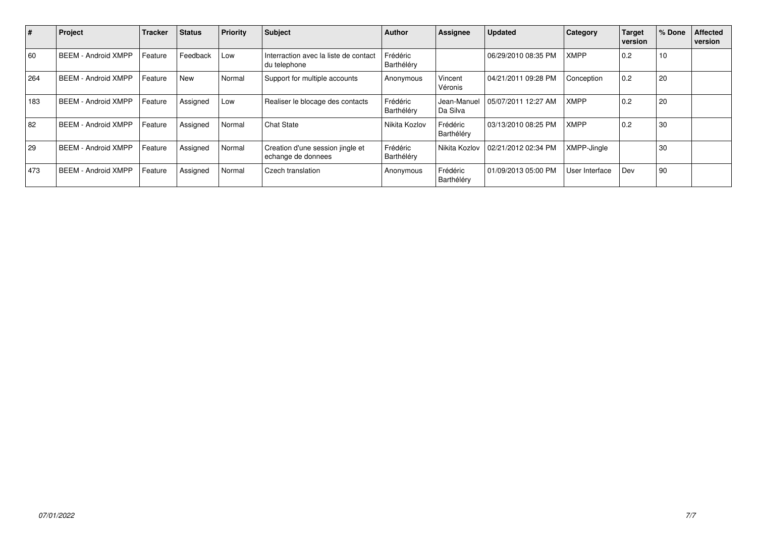| # | Project | Tracker | Status | Priority | Subject | Author | Assignee | Updated | Category | Target version | % Done | Affected version |
|---|---|---|---|---|---|---|---|---|---|---|---|---|
| 60 | BEEM - Android XMPP | Feature | Feedback | Low | Interraction avec la liste de contact du telephone | Frédéric Barthéléry | | 06/29/2010 08:35 PM | XMPP | 0.2 | 10 | |
| 264 | BEEM - Android XMPP | Feature | New | Normal | Support for multiple accounts | Anonymous | Vincent Véronis | 04/21/2011 09:28 PM | Conception | 0.2 | 20 | |
| 183 | BEEM - Android XMPP | Feature | Assigned | Low | Realiser le blocage des contacts | Frédéric Barthéléry | Jean-Manuel Da Silva | 05/07/2011 12:27 AM | XMPP | 0.2 | 20 | |
| 82 | BEEM - Android XMPP | Feature | Assigned | Normal | Chat State | Nikita Kozlov | Frédéric Barthéléry | 03/13/2010 08:25 PM | XMPP | 0.2 | 30 | |
| 29 | BEEM - Android XMPP | Feature | Assigned | Normal | Creation d'une session jingle et echange de donnees | Frédéric Barthéléry | Nikita Kozlov | 02/21/2012 02:34 PM | XMPP-Jingle | | 30 | |
| 473 | BEEM - Android XMPP | Feature | Assigned | Normal | Czech translation | Anonymous | Frédéric Barthéléry | 01/09/2013 05:00 PM | User Interface | Dev | 90 | |